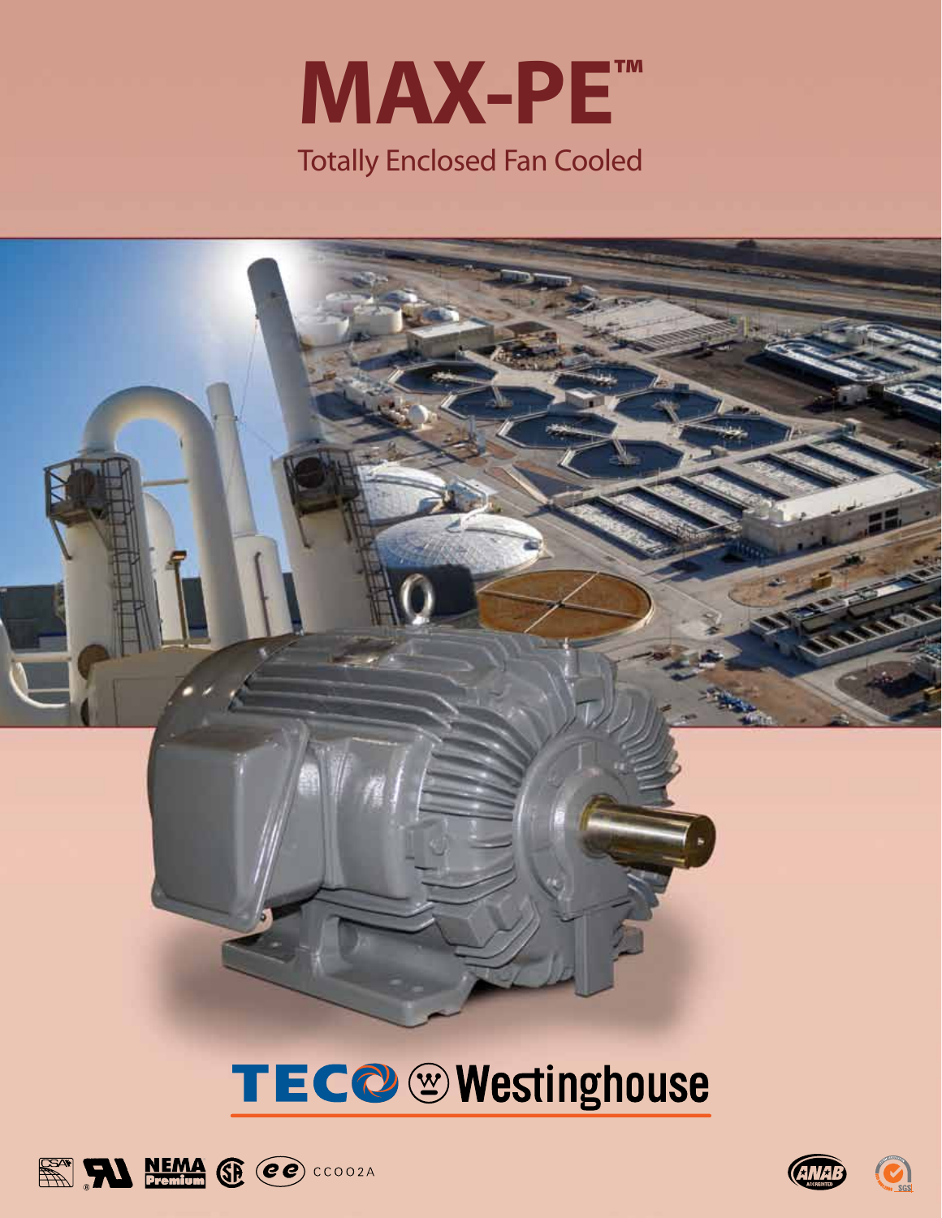# MAX-PE™

Totally Enclosed Fan Cooled

TECO Westinghouse

CCOO2A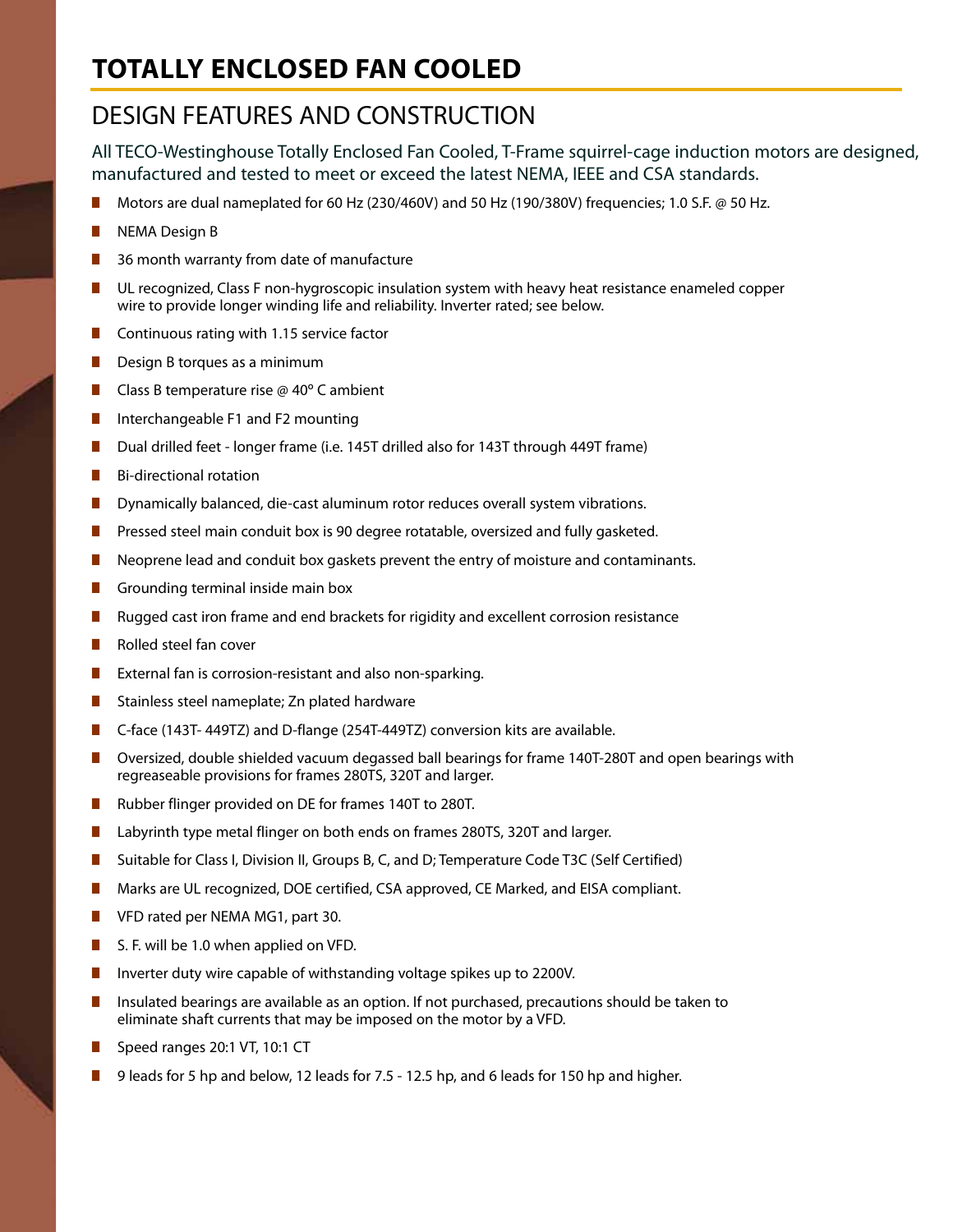# TOTALLY ENCLOSED FAN COOLED

## DESIGN FEATURES AND CONSTRUCTION

All TECO-Westinghouse Totally Enclosed Fan Cooled, T-Frame squirrel-cage induction motors are designed, manufactured and tested to meet or exceed the latest NEMA, IEEE and CSA standards.

- Motors are dual nameplated for 60 Hz (230/460V) and 50 Hz (190/380V) frequencies; 1.0 S.F. @ 50 Hz.
- NEMA Design B
- 36 month warranty from date of manufacture
- UL recognized, Class F non-hygroscopic insulation system with heavy heat resistance enameled copper wire to provide longer winding life and reliability. Inverter rated; see below.
- Continuous rating with 1.15 service factor
- Design B torques as a minimum
- Class B temperature rise @ 40° C ambient
- Interchangeable F1 and F2 mounting
- Dual drilled feet - longer frame (i.e. 145T drilled also for 143T through 449T frame)
- Bi-directional rotation
- Dynamically balanced, die-cast aluminum rotor reduces overall system vibrations.
- Pressed steel main conduit box is 90 degree rotatable, oversized and fully gasketed.
- Neoprene lead and conduit box gaskets prevent the entry of moisture and contaminants.
- Grounding terminal inside main box
- Rugged cast iron frame and end brackets for rigidity and excellent corrosion resistance
- Rolled steel fan cover
- External fan is corrosion-resistant and also non-sparking.
- Stainless steel nameplate; Zn plated hardware
- C-face (143T- 449TZ) and D-flange (254T-449TZ) conversion kits are available.
- Oversized, double shielded vacuum degassed ball bearings for frame 140T-280T and open bearings with regreaseable provisions for frames 280TS, 320T and larger.
- Rubber flinger provided on DE for frames 140T to 280T.
- Labyrinth type metal flinger on both ends on frames 280TS, 320T and larger.
- Suitable for Class I, Division II, Groups B, C, and D; Temperature Code T3C (Self Certified)
- Marks are UL recognized, DOE certified, CSA approved, CE Marked, and EISA compliant.
- VFD rated per NEMA MG1, part 30.
- S. F. will be 1.0 when applied on VFD.
- Inverter duty wire capable of withstanding voltage spikes up to 2200V.
- Insulated bearings are available as an option. If not purchased, precautions should be taken to eliminate shaft currents that may be imposed on the motor by a VFD.
- Speed ranges 20:1 VT, 10:1 CT
- 9 leads for 5 hp and below, 12 leads for 7.5 - 12.5 hp, and 6 leads for 150 hp and higher.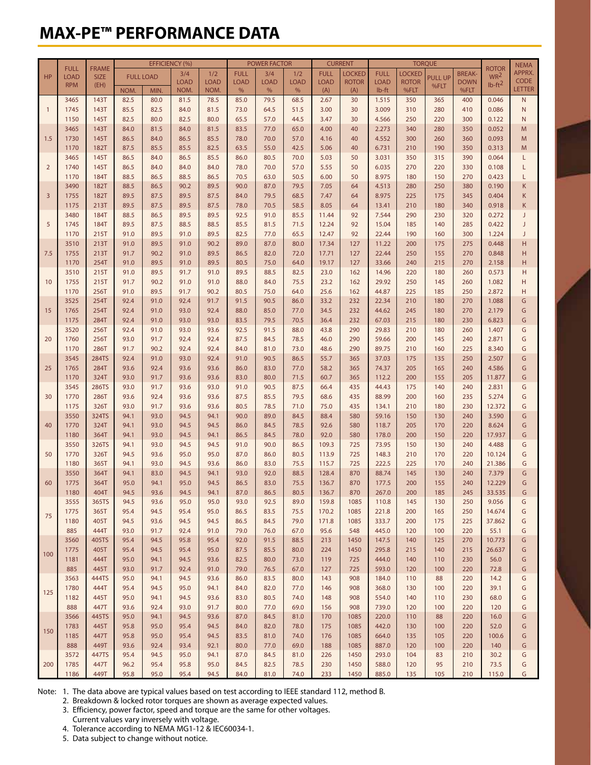# MAX-PE™ PERFORMANCE DATA

| HP | FULL LOAD RPM | FRAME SIZE (EH) | EFFICIENCY (%) FULL LOAD NOM. | EFFICIENCY (%) FULL LOAD MIN. | EFFICIENCY (%) 3/4 LOAD NOM. | EFFICIENCY (%) 1/2 LOAD NOM. | POWER FACTOR FULL LOAD % | POWER FACTOR 3/4 LOAD % | POWER FACTOR 1/2 LOAD % | CURRENT FULL LOAD (A) | CURRENT LOCKED ROTOR (A) | TORQUE FULL LOAD lb-ft | TORQUE LOCKED ROTOR %FLT | TORQUE PULL UP %FLT | TORQUE BREAK-DOWN %FLT | ROTOR $WR^2$ lb-$ft^2$ | NEMA APPRX. CODE LETTER |
|---|---|---|---|---|---|---|---|---|---|---|---|---|---|---|---|---|---|
| 1 | 3465 | 143T | 82.5 | 80.0 | 81.5 | 78.5 | 85.0 | 79.5 | 68.5 | 2.67 | 30 | 1.515 | 350 | 365 | 400 | 0.046 | N |
| | 1745 | 143T | 85.5 | 82.5 | 84.0 | 81.5 | 73.0 | 64.5 | 51.5 | 3.00 | 30 | 3.009 | 310 | 280 | 410 | 0.086 | N |
| | 1150 | 145T | 82.5 | 80.0 | 82.5 | 80.0 | 65.5 | 57.0 | 44.5 | 3.47 | 30 | 4.566 | 250 | 220 | 300 | 0.122 | N |
| 1.5 | 3465 | 143T | 84.0 | 81.5 | 84.0 | 81.5 | 83.5 | 77.0 | 65.0 | 4.00 | 40 | 2.273 | 340 | 280 | 350 | 0.052 | M |
| | 1730 | 145T | 86.5 | 84.0 | 86.5 | 85.5 | 78.0 | 70.0 | 57.0 | 4.16 | 40 | 4.552 | 300 | 260 | 360 | 0.093 | M |
| | 1170 | 182T | 87.5 | 85.5 | 85.5 | 82.5 | 63.5 | 55.0 | 42.5 | 5.06 | 40 | 6.731 | 210 | 190 | 350 | 0.313 | M |
| 2 | 3465 | 145T | 86.5 | 84.0 | 86.5 | 85.5 | 86.0 | 80.5 | 70.0 | 5.03 | 50 | 3.031 | 350 | 315 | 390 | 0.064 | L |
| | 1740 | 145T | 86.5 | 84.0 | 84.0 | 84.0 | 78.0 | 70.0 | 57.0 | 5.55 | 50 | 6.035 | 270 | 220 | 330 | 0.108 | L |
| | 1170 | 184T | 88.5 | 86.5 | 88.5 | 86.5 | 70.5 | 63.0 | 50.5 | 6.00 | 50 | 8.975 | 180 | 150 | 270 | 0.423 | L |
| 3 | 3490 | 182T | 88.5 | 86.5 | 90.2 | 89.5 | 90.0 | 87.0 | 79.5 | 7.05 | 64 | 4.513 | 280 | 250 | 380 | 0.190 | K |
| | 1755 | 182T | 89.5 | 87.5 | 89.5 | 87.5 | 84.0 | 79.5 | 68.5 | 7.47 | 64 | 8.975 | 225 | 175 | 345 | 0.404 | K |
| | 1175 | 213T | 89.5 | 87.5 | 89.5 | 87.5 | 78.0 | 70.5 | 58.5 | 8.05 | 64 | 13.41 | 210 | 180 | 340 | 0.918 | K |
| 5 | 3480 | 184T | 88.5 | 86.5 | 89.5 | 89.5 | 92.5 | 91.0 | 85.5 | 11.44 | 92 | 7.544 | 290 | 230 | 320 | 0.272 | J |
| | 1745 | 184T | 89.5 | 87.5 | 88.5 | 88.5 | 85.5 | 81.5 | 71.5 | 12.24 | 92 | 15.04 | 185 | 140 | 285 | 0.422 | J |
| | 1170 | 215T | 91.0 | 89.5 | 91.0 | 89.5 | 82.5 | 77.0 | 65.5 | 12.47 | 92 | 22.44 | 190 | 160 | 300 | 1.224 | J |
| 7.5 | 3510 | 213T | 91.0 | 89.5 | 91.0 | 90.2 | 89.0 | 87.0 | 80.0 | 17.34 | 127 | 11.22 | 200 | 175 | 275 | 0.448 | H |
| | 1755 | 213T | 91.7 | 90.2 | 91.0 | 89.5 | 86.5 | 82.0 | 72.0 | 17.71 | 127 | 22.44 | 250 | 155 | 270 | 0.848 | H |
| | 1170 | 254T | 91.0 | 89.5 | 91.0 | 89.5 | 80.5 | 75.0 | 64.0 | 19.17 | 127 | 33.66 | 240 | 215 | 270 | 2.158 | H |
| 10 | 3510 | 215T | 91.0 | 89.5 | 91.7 | 91.0 | 89.5 | 88.5 | 82.5 | 23.0 | 162 | 14.96 | 220 | 180 | 260 | 0.573 | H |
| | 1755 | 215T | 91.7 | 90.2 | 91.0 | 91.0 | 88.0 | 84.0 | 75.5 | 23.2 | 162 | 29.92 | 250 | 145 | 260 | 1.082 | H |
| | 1170 | 256T | 91.0 | 89.5 | 91.7 | 90.2 | 80.5 | 75.0 | 64.0 | 25.6 | 162 | 44.87 | 225 | 185 | 250 | 2.872 | H |
| 15 | 3525 | 254T | 92.4 | 91.0 | 92.4 | 91.7 | 91.5 | 90.5 | 86.0 | 33.2 | 232 | 22.34 | 210 | 180 | 270 | 1.088 | G |
| | 1765 | 254T | 92.4 | 91.0 | 93.0 | 92.4 | 88.0 | 85.0 | 77.0 | 34.5 | 232 | 44.62 | 245 | 180 | 270 | 2.179 | G |
| | 1175 | 284T | 92.4 | 91.0 | 93.0 | 93.0 | 83.5 | 79.5 | 70.5 | 36.4 | 232 | 67.03 | 215 | 180 | 230 | 6.823 | G |
| 20 | 3520 | 256T | 92.4 | 91.0 | 93.0 | 93.6 | 92.5 | 91.5 | 88.0 | 43.8 | 290 | 29.83 | 210 | 180 | 260 | 1.407 | G |
| | 1760 | 256T | 93.0 | 91.7 | 92.4 | 92.4 | 87.5 | 84.5 | 78.5 | 46.0 | 290 | 59.66 | 200 | 145 | 240 | 2.871 | G |
| | 1170 | 286T | 91.7 | 90.2 | 92.4 | 92.4 | 84.0 | 81.0 | 73.0 | 48.6 | 290 | 89.75 | 210 | 160 | 225 | 8.340 | G |
| 25 | 3545 | 284TS | 92.4 | 91.0 | 93.0 | 92.4 | 91.0 | 90.5 | 86.5 | 55.7 | 365 | 37.03 | 175 | 135 | 250 | 2.507 | G |
| | 1765 | 284T | 93.6 | 92.4 | 93.6 | 93.6 | 86.0 | 83.0 | 77.0 | 58.2 | 365 | 74.37 | 205 | 165 | 240 | 4.586 | G |
| | 1170 | 324T | 93.0 | 91.7 | 93.6 | 93.6 | 83.0 | 80.0 | 71.5 | 60.7 | 365 | 112.2 | 200 | 155 | 205 | 11.877 | G |
| 30 | 3545 | 286TS | 93.0 | 91.7 | 93.6 | 93.0 | 91.0 | 90.5 | 87.5 | 66.4 | 435 | 44.43 | 175 | 140 | 240 | 2.831 | G |
| | 1770 | 286T | 93.6 | 92.4 | 93.6 | 93.6 | 87.5 | 85.5 | 79.5 | 68.6 | 435 | 88.99 | 200 | 160 | 235 | 5.274 | G |
| | 1175 | 326T | 93.0 | 91.7 | 93.6 | 93.6 | 80.5 | 78.5 | 71.0 | 75.0 | 435 | 134.1 | 210 | 180 | 230 | 12.372 | G |
| 40 | 3550 | 324TS | 94.1 | 93.0 | 94.5 | 94.1 | 90.0 | 89.0 | 84.5 | 88.4 | 580 | 59.16 | 150 | 130 | 240 | 3.590 | G |
| | 1770 | 324T | 94.1 | 93.0 | 94.5 | 94.5 | 86.0 | 84.5 | 78.5 | 92.6 | 580 | 118.7 | 205 | 170 | 220 | 8.624 | G |
| | 1180 | 364T | 94.1 | 93.0 | 94.5 | 94.1 | 86.5 | 84.5 | 78.0 | 92.0 | 580 | 178.0 | 200 | 150 | 220 | 17.937 | G |
| 50 | 3550 | 326TS | 94.1 | 93.0 | 94.5 | 94.5 | 91.0 | 90.0 | 86.5 | 109.3 | 725 | 73.95 | 150 | 130 | 240 | 4.488 | G |
| | 1770 | 326T | 94.5 | 93.6 | 95.0 | 95.0 | 87.0 | 86.0 | 80.5 | 113.9 | 725 | 148.3 | 210 | 170 | 220 | 10.124 | G |
| | 1180 | 365T | 94.1 | 93.0 | 94.5 | 93.6 | 86.0 | 83.0 | 75.5 | 115.7 | 725 | 222.5 | 225 | 170 | 240 | 21.386 | G |
| 60 | 3550 | 364T | 94.1 | 83.0 | 94.5 | 94.1 | 93.0 | 92.0 | 88.5 | 128.4 | 870 | 88.74 | 145 | 130 | 240 | 7.379 | G |
| | 1775 | 364T | 95.0 | 94.1 | 95.0 | 94.5 | 86.5 | 83.0 | 75.5 | 136.7 | 870 | 177.5 | 200 | 155 | 240 | 12.229 | G |
| | 1180 | 404T | 94.5 | 93.6 | 94.5 | 94.1 | 87.0 | 86.5 | 80.5 | 136.7 | 870 | 267.0 | 200 | 185 | 245 | 33.535 | G |
| 75 | 3555 | 365TS | 94.5 | 93.6 | 95.0 | 95.0 | 93.0 | 92.5 | 89.0 | 159.8 | 1085 | 110.8 | 145 | 130 | 250 | 9.056 | G |
| | 1775 | 365T | 95.4 | 94.5 | 95.4 | 95.0 | 86.5 | 83.5 | 75.5 | 170.2 | 1085 | 221.8 | 200 | 165 | 250 | 14.674 | G |
| | 1180 | 405T | 94.5 | 93.6 | 94.5 | 94.5 | 86.5 | 84.5 | 79.0 | 171.8 | 1085 | 333.7 | 200 | 175 | 225 | 37.862 | G |
| | 885 | 444T | 93.0 | 91.7 | 92.4 | 91.0 | 79.0 | 76.0 | 67.0 | 95.6 | 548 | 445.0 | 120 | 100 | 220 | 55.1 | G |
| 100 | 3560 | 405TS | 95.4 | 94.5 | 95.8 | 95.4 | 92.0 | 91.5 | 88.5 | 213 | 1450 | 147.5 | 140 | 125 | 270 | 10.773 | G |
| | 1775 | 405T | 95.4 | 94.5 | 95.4 | 95.0 | 87.5 | 85.5 | 80.0 | 224 | 1450 | 295.8 | 215 | 140 | 215 | 26.637 | G |
| | 1181 | 444T | 95.0 | 94.1 | 94.5 | 93.6 | 82.5 | 80.0 | 73.0 | 119 | 725 | 444.0 | 140 | 110 | 230 | 56.0 | G |
| | 885 | 445T | 93.0 | 91.7 | 92.4 | 91.0 | 79.0 | 76.5 | 67.0 | 127 | 725 | 593.0 | 120 | 100 | 220 | 72.8 | G |
| 125 | 3563 | 444TS | 95.0 | 94.1 | 94.5 | 93.6 | 86.0 | 83.5 | 80.0 | 143 | 908 | 184.0 | 110 | 88 | 220 | 14.2 | G |
| | 1780 | 444T | 95.4 | 94.5 | 95.0 | 94.1 | 84.0 | 82.0 | 77.0 | 146 | 908 | 368.0 | 130 | 100 | 220 | 39.1 | G |
| | 1182 | 445T | 95.0 | 94.1 | 94.5 | 93.6 | 83.0 | 80.5 | 74.0 | 148 | 908 | 554.0 | 140 | 110 | 230 | 68.0 | G |
| | 888 | 447T | 93.6 | 92.4 | 93.0 | 91.7 | 80.0 | 77.0 | 69.0 | 156 | 908 | 739.0 | 120 | 100 | 220 | 120 | G |
| 150 | 3566 | 445TS | 95.0 | 94.1 | 94.5 | 93.6 | 87.0 | 84.5 | 81.0 | 170 | 1085 | 220.0 | 110 | 88 | 220 | 16.0 | G |
| | 1783 | 445T | 95.8 | 95.0 | 95.4 | 94.5 | 84.0 | 82.0 | 78.0 | 175 | 1085 | 442.0 | 130 | 100 | 220 | 52.0 | G |
| | 1185 | 447T | 95.8 | 95.0 | 95.4 | 94.5 | 83.5 | 81.0 | 74.0 | 176 | 1085 | 664.0 | 135 | 105 | 220 | 100.6 | G |
| | 888 | 449T | 93.6 | 92.4 | 93.4 | 92.1 | 80.0 | 77.0 | 69.0 | 188 | 1085 | 887.0 | 120 | 100 | 220 | 140 | G |
| 200 | 3572 | 447TS | 95.4 | 94.5 | 95.0 | 94.1 | 87.0 | 84.5 | 81.0 | 226 | 1450 | 293.0 | 104 | 83 | 210 | 30.2 | G |
| | 1785 | 447T | 96.2 | 95.4 | 95.8 | 95.0 | 84.5 | 82.5 | 78.5 | 230 | 1450 | 588.0 | 120 | 95 | 210 | 73.5 | G |
| | 1186 | 449T | 95.8 | 95.0 | 95.4 | 94.5 | 84.0 | 81.0 | 74.0 | 233 | 1450 | 885.0 | 135 | 105 | 210 | 115.0 | G |

Note:
1. The data above are typical values based on test according to IEEE standard 112, method B.
2. Breakdown & locked rotor torques are shown as average expected values.
3. Efficiency, power factor, speed and torque are the same for other voltages. Current values vary inversely with voltage.
4. Tolerance according to NEMA MG1-12 & IEC60034-1.
5. Data subject to change without notice.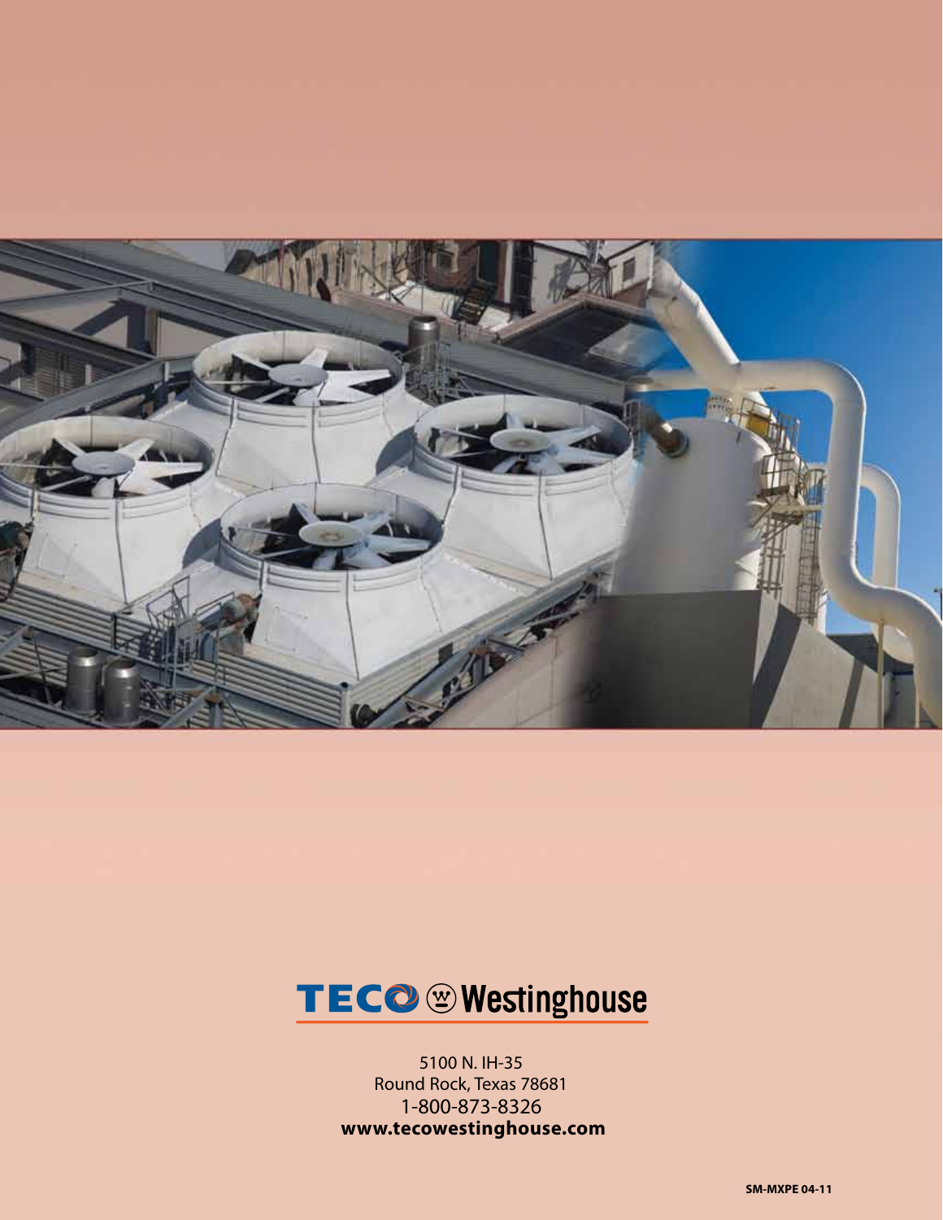TECO Westinghouse

5100 N. IH-35
Round Rock, Texas 78681
1-800-873-8326
**www.tecowestinghouse.com**

**SM-MXPE 04-11**